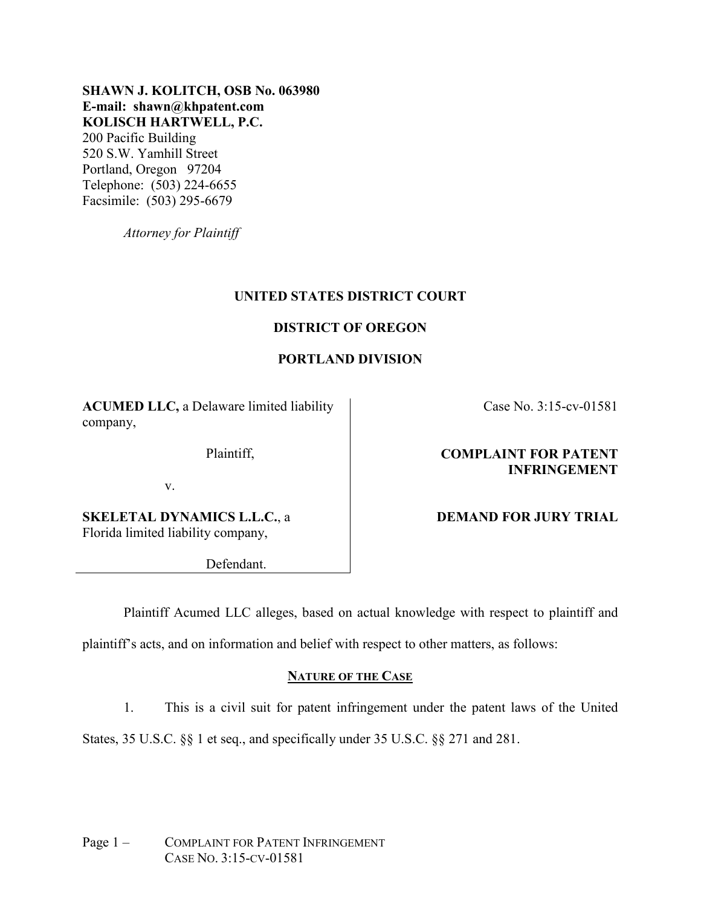**SHAWN J. KOLITCH, OSB No. 063980**
**E-mail: shawn@khpatent.com**
**KOLISCH HARTWELL, P.C.**
200 Pacific Building
520 S.W. Yamhill Street
Portland, Oregon 97204
Telephone: (503) 224-6655
Facsimile: (503) 295-6679

*Attorney for Plaintiff*

**UNITED STATES DISTRICT COURT**

**DISTRICT OF OREGON**

**PORTLAND DIVISION**

| | |
|---|---|
| **ACUMED LLC,** a Delaware limited liability company,<br><br>Plaintiff,<br><br>v.<br><br>**SKELETAL DYNAMICS L.L.C.**, a Florida limited liability company,<br><br>Defendant. | Case No. 3:15-cv-01581<br><br>**COMPLAINT FOR PATENT INFRINGEMENT**<br><br>**DEMAND FOR JURY TRIAL** |

Plaintiff Acumed LLC alleges, based on actual knowledge with respect to plaintiff and plaintiff's acts, and on information and belief with respect to other matters, as follows:

## NATURE OF THE CASE

1. This is a civil suit for patent infringement under the patent laws of the United States, 35 U.S.C. §§ 1 et seq., and specifically under 35 U.S.C. §§ 271 and 281.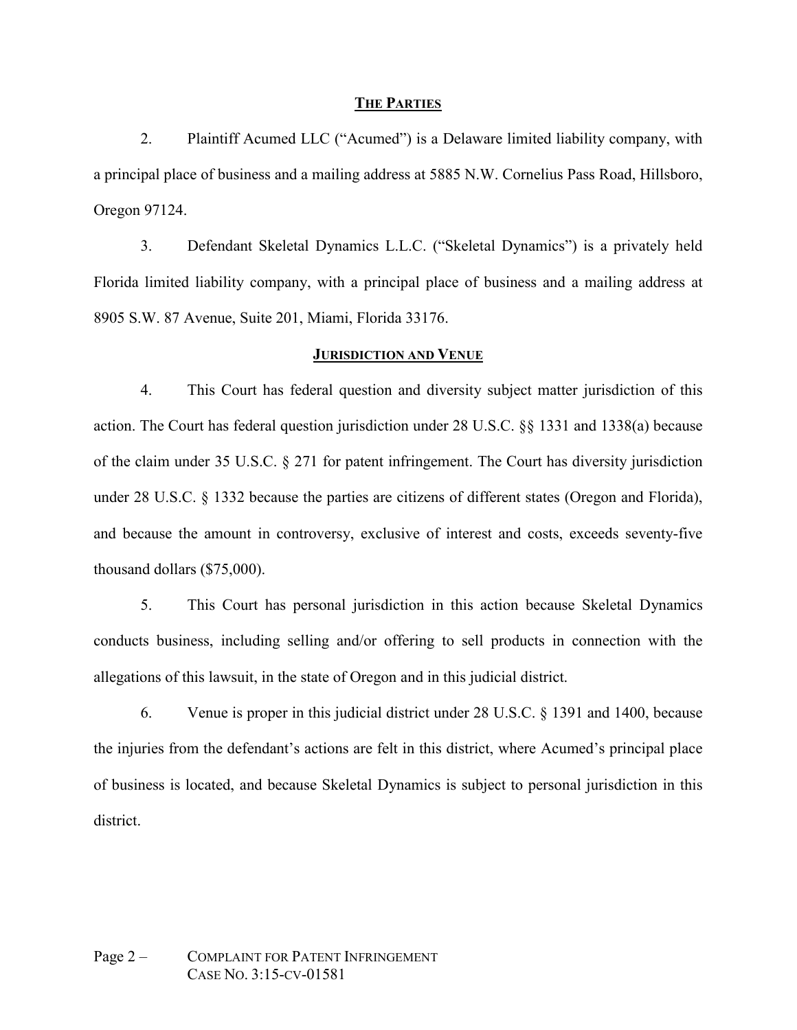## THE PARTIES

2. Plaintiff Acumed LLC ("Acumed") is a Delaware limited liability company, with a principal place of business and a mailing address at 5885 N.W. Cornelius Pass Road, Hillsboro, Oregon 97124.

3. Defendant Skeletal Dynamics L.L.C. ("Skeletal Dynamics") is a privately held Florida limited liability company, with a principal place of business and a mailing address at 8905 S.W. 87 Avenue, Suite 201, Miami, Florida 33176.

## JURISDICTION AND VENUE

4. This Court has federal question and diversity subject matter jurisdiction of this action. The Court has federal question jurisdiction under 28 U.S.C. §§ 1331 and 1338(a) because of the claim under 35 U.S.C. § 271 for patent infringement. The Court has diversity jurisdiction under 28 U.S.C. § 1332 because the parties are citizens of different states (Oregon and Florida), and because the amount in controversy, exclusive of interest and costs, exceeds seventy-five thousand dollars ($75,000).

5. This Court has personal jurisdiction in this action because Skeletal Dynamics conducts business, including selling and/or offering to sell products in connection with the allegations of this lawsuit, in the state of Oregon and in this judicial district.

6. Venue is proper in this judicial district under 28 U.S.C. § 1391 and 1400, because the injuries from the defendant's actions are felt in this district, where Acumed's principal place of business is located, and because Skeletal Dynamics is subject to personal jurisdiction in this district.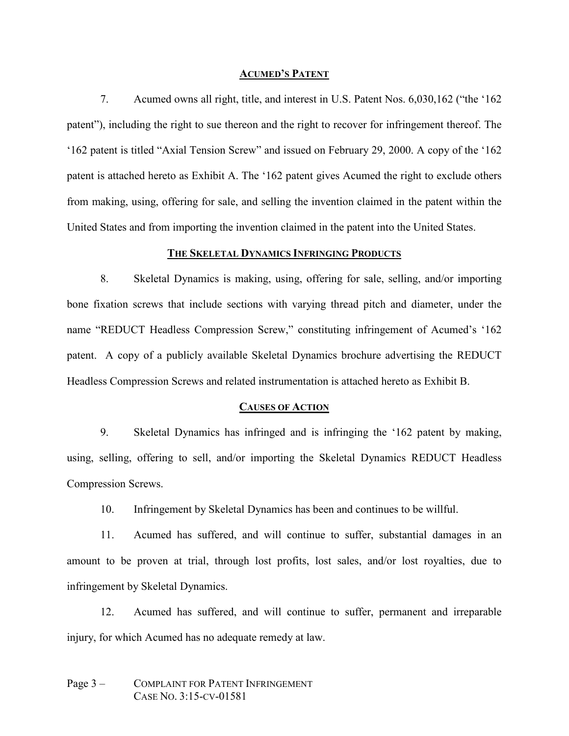## ACUMED'S PATENT

7. Acumed owns all right, title, and interest in U.S. Patent Nos. 6,030,162 ("the '162 patent"), including the right to sue thereon and the right to recover for infringement thereof. The '162 patent is titled "Axial Tension Screw" and issued on February 29, 2000. A copy of the '162 patent is attached hereto as Exhibit A. The '162 patent gives Acumed the right to exclude others from making, using, offering for sale, and selling the invention claimed in the patent within the United States and from importing the invention claimed in the patent into the United States.

## THE SKELETAL DYNAMICS INFRINGING PRODUCTS

8. Skeletal Dynamics is making, using, offering for sale, selling, and/or importing bone fixation screws that include sections with varying thread pitch and diameter, under the name "REDUCT Headless Compression Screw," constituting infringement of Acumed's '162 patent. A copy of a publicly available Skeletal Dynamics brochure advertising the REDUCT Headless Compression Screws and related instrumentation is attached hereto as Exhibit B.

## CAUSES OF ACTION

9. Skeletal Dynamics has infringed and is infringing the '162 patent by making, using, selling, offering to sell, and/or importing the Skeletal Dynamics REDUCT Headless Compression Screws.

10. Infringement by Skeletal Dynamics has been and continues to be willful.

11. Acumed has suffered, and will continue to suffer, substantial damages in an amount to be proven at trial, through lost profits, lost sales, and/or lost royalties, due to infringement by Skeletal Dynamics.

12. Acumed has suffered, and will continue to suffer, permanent and irreparable injury, for which Acumed has no adequate remedy at law.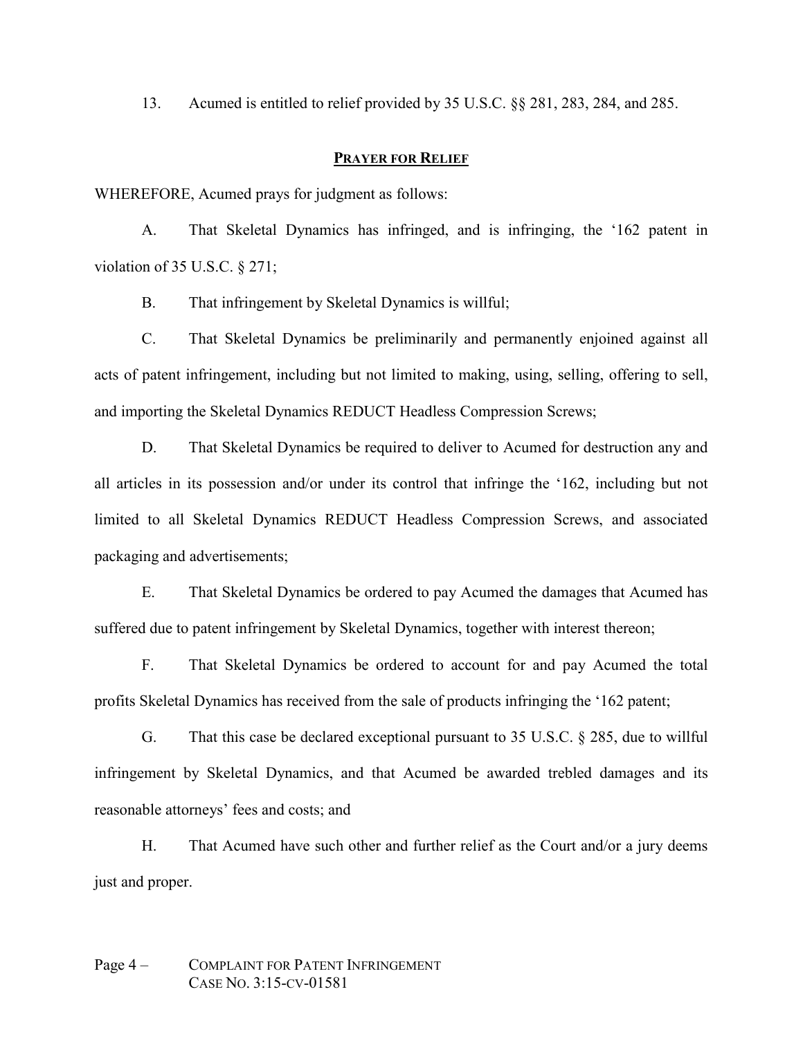13. Acumed is entitled to relief provided by 35 U.S.C. §§ 281, 283, 284, and 285.

## PRAYER FOR RELIEF

WHEREFORE, Acumed prays for judgment as follows:

A. That Skeletal Dynamics has infringed, and is infringing, the '162 patent in violation of 35 U.S.C. § 271;

B. That infringement by Skeletal Dynamics is willful;

C. That Skeletal Dynamics be preliminarily and permanently enjoined against all acts of patent infringement, including but not limited to making, using, selling, offering to sell, and importing the Skeletal Dynamics REDUCT Headless Compression Screws;

D. That Skeletal Dynamics be required to deliver to Acumed for destruction any and all articles in its possession and/or under its control that infringe the '162, including but not limited to all Skeletal Dynamics REDUCT Headless Compression Screws, and associated packaging and advertisements;

E. That Skeletal Dynamics be ordered to pay Acumed the damages that Acumed has suffered due to patent infringement by Skeletal Dynamics, together with interest thereon;

F. That Skeletal Dynamics be ordered to account for and pay Acumed the total profits Skeletal Dynamics has received from the sale of products infringing the '162 patent;

G. That this case be declared exceptional pursuant to 35 U.S.C. § 285, due to willful infringement by Skeletal Dynamics, and that Acumed be awarded trebled damages and its reasonable attorneys' fees and costs; and

H. That Acumed have such other and further relief as the Court and/or a jury deems just and proper.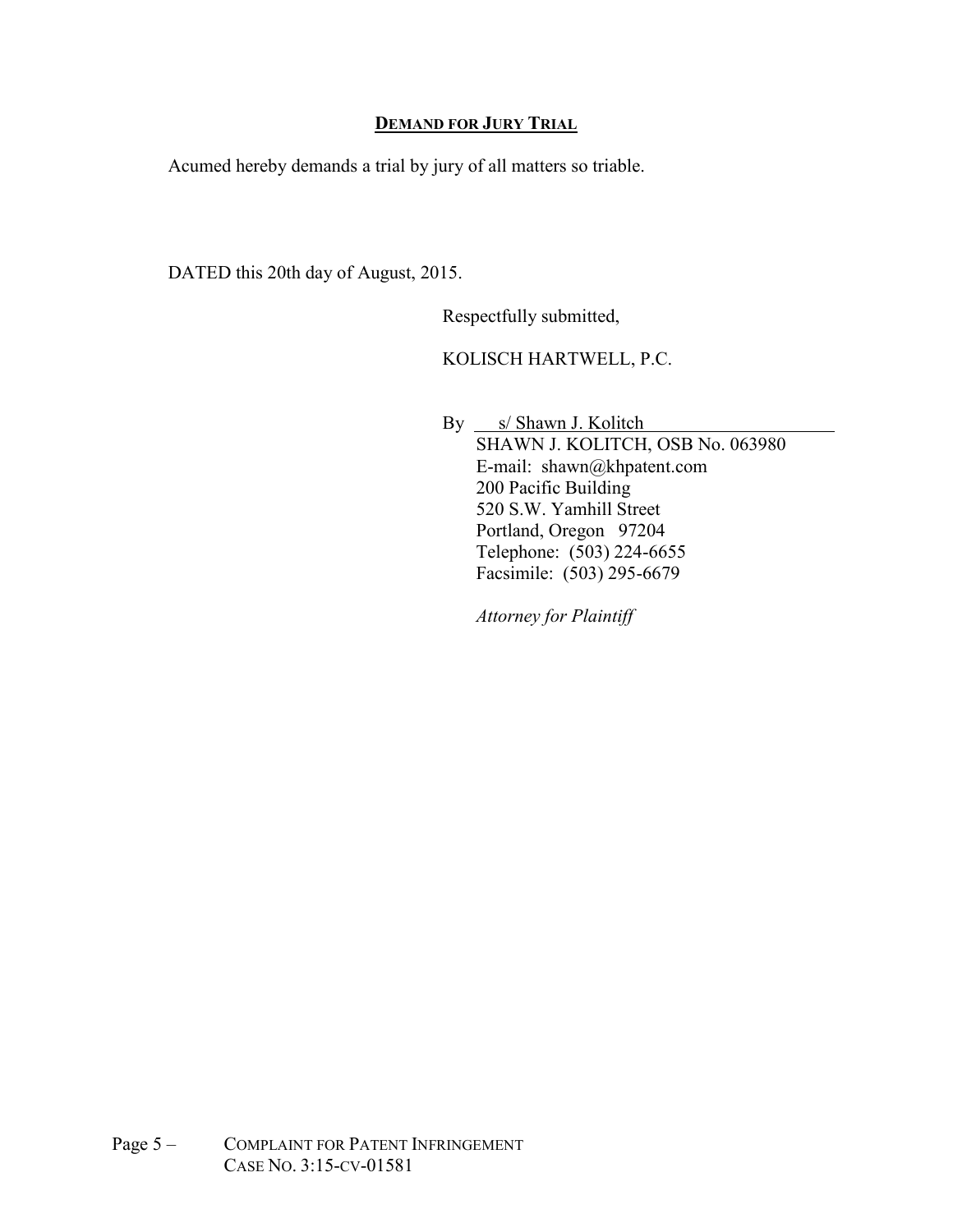## DEMAND FOR JURY TRIAL

Acumed hereby demands a trial by jury of all matters so triable.

DATED this 20th day of August, 2015.

Respectfully submitted,

KOLISCH HARTWELL, P.C.

By s/ Shawn J. Kolitch
SHAWN J. KOLITCH, OSB No. 063980
E-mail: shawn@khpatent.com
200 Pacific Building
520 S.W. Yamhill Street
Portland, Oregon 97204
Telephone: (503) 224-6655
Facsimile: (503) 295-6679

*Attorney for Plaintiff*